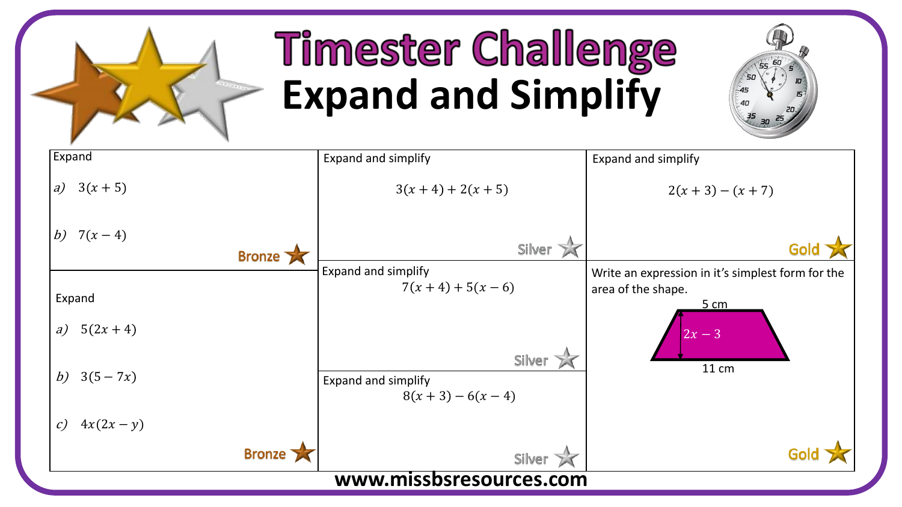# Timester Challenge

## Expand and Simplify

**Expand**

a) $3(x+5)$

b) $7(x-4)$

Bronze

**Expand**

a) $5(2x+4)$

b) $3(5-7x)$

c) $4x(2x-y)$

Bronze

**Expand and simplify**

$$3(x+4)+2(x+5)$$

Silver

**Expand and simplify**

$$7(x+4)+5(x-6)$$

Silver

**Expand and simplify**

$$8(x+3)-6(x-4)$$

Silver

**Expand and simplify**

$$2(x+3)-(x+7)$$

Gold

Write an expression in it's simplest form for the area of the shape.

5 cm

$2x-3$

11 cm

Gold

www.missbsresources.com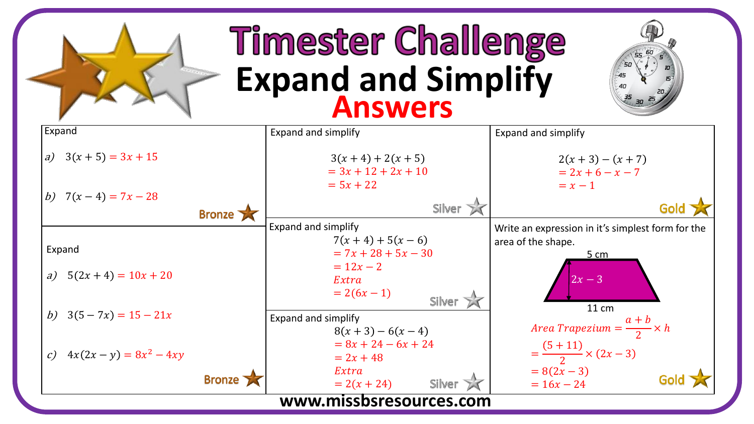# Timester Challenge

## Expand and Simplify

## Answers

**Expand**

a) $3(x+5) = 3x + 15$

b) $7(x-4) = 7x - 28$

Bronze

**Expand and simplify**

$$3(x+4) + 2(x+5)$$
$$= 3x + 12 + 2x + 10$$
$$= 5x + 22$$

Silver

**Expand and simplify**

$$2(x+3) - (x+7)$$
$$= 2x + 6 - x - 7$$
$$= x - 1$$

Gold

**Expand**

a) $5(2x+4) = 10x + 20$

b) $3(5-7x) = 15 - 21x$

c) $4x(2x-y) = 8x^2 - 4xy$

Bronze

**Expand and simplify**

$$7(x+4) + 5(x-6)$$
$$= 7x + 28 + 5x - 30$$
$$= 12x - 2$$

*Extra*

$$= 2(6x-1)$$

Silver

**Expand and simplify**

$$8(x+3) - 6(x-4)$$
$$= 8x + 24 - 6x + 24$$
$$= 2x + 48$$

*Extra*

$$= 2(x+24)$$

Silver

**Write an expression in it's simplest form for the area of the shape.**

5 cm

$2x - 3$

11 cm

$$Area\ Trapezium = \frac{a+b}{2} \times h$$
$$= \frac{(5+11)}{2} \times (2x-3)$$
$$= 8(2x-3)$$
$$= 16x - 24$$

Gold

www.missbsresources.com